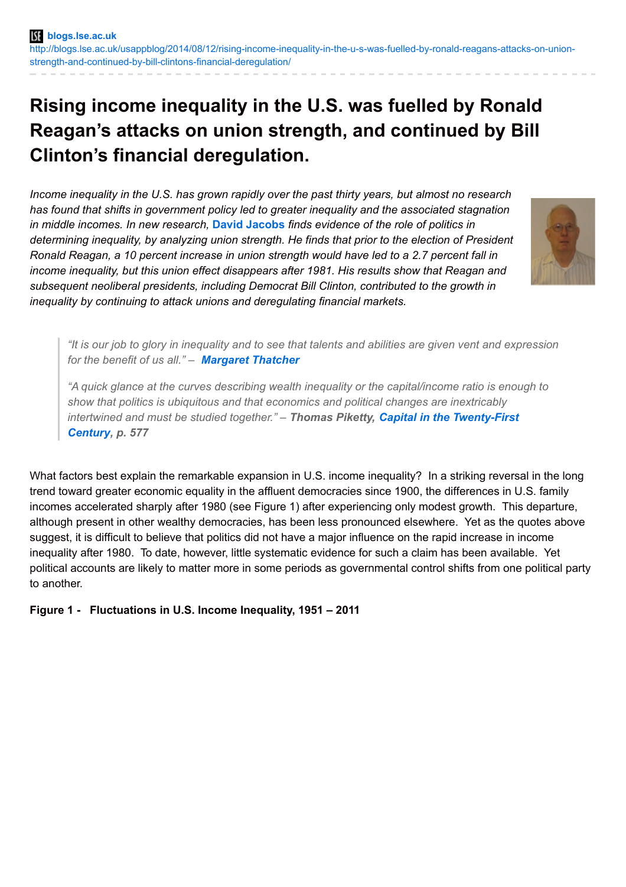**blogs.lse.ac.uk**

http://blogs.lse.ac.uk/usappblog/2014/08/12/rising-income-inequality-in-the-u-s-was-fuelled-by-ronald-reagans-attacks-on-union-strength-and-continued-by-bill-clintons-financial-deregulation/

# Rising income inequality in the U.S. was fuelled by Ronald Reagan's attacks on union strength, and continued by Bill Clinton's financial deregulation.

*Income inequality in the U.S. has grown rapidly over the past thirty years, but almost no research has found that shifts in government policy led to greater inequality and the associated stagnation in middle incomes. In new research,* **David Jacobs** *finds evidence of the role of politics in determining inequality, by analyzing union strength. He finds that prior to the election of President Ronald Reagan, a 10 percent increase in union strength would have led to a 2.7 percent fall in income inequality, but this union effect disappears after 1981. His results show that Reagan and subsequent neoliberal presidents, including Democrat Bill Clinton, contributed to the growth in inequality by continuing to attack unions and deregulating financial markets.*

> *"It is our job to glory in inequality and to see that talents and abilities are given vent and expression for the benefit of us all."* – ***Margaret Thatcher***
>
> *"A quick glance at the curves describing wealth inequality or the capital/income ratio is enough to show that politics is ubiquitous and that economics and political changes are inextricably intertwined and must be studied together."* – ***Thomas Piketty, Capital in the Twenty-First Century, p. 577***

What factors best explain the remarkable expansion in U.S. income inequality? In a striking reversal in the long trend toward greater economic equality in the affluent democracies since 1900, the differences in U.S. family incomes accelerated sharply after 1980 (see Figure 1) after experiencing only modest growth. This departure, although present in other wealthy democracies, has been less pronounced elsewhere. Yet as the quotes above suggest, it is difficult to believe that politics did not have a major influence on the rapid increase in income inequality after 1980. To date, however, little systematic evidence for such a claim has been available. Yet political accounts are likely to matter more in some periods as governmental control shifts from one political party to another.

**Figure 1 - Fluctuations in U.S. Income Inequality, 1951 – 2011**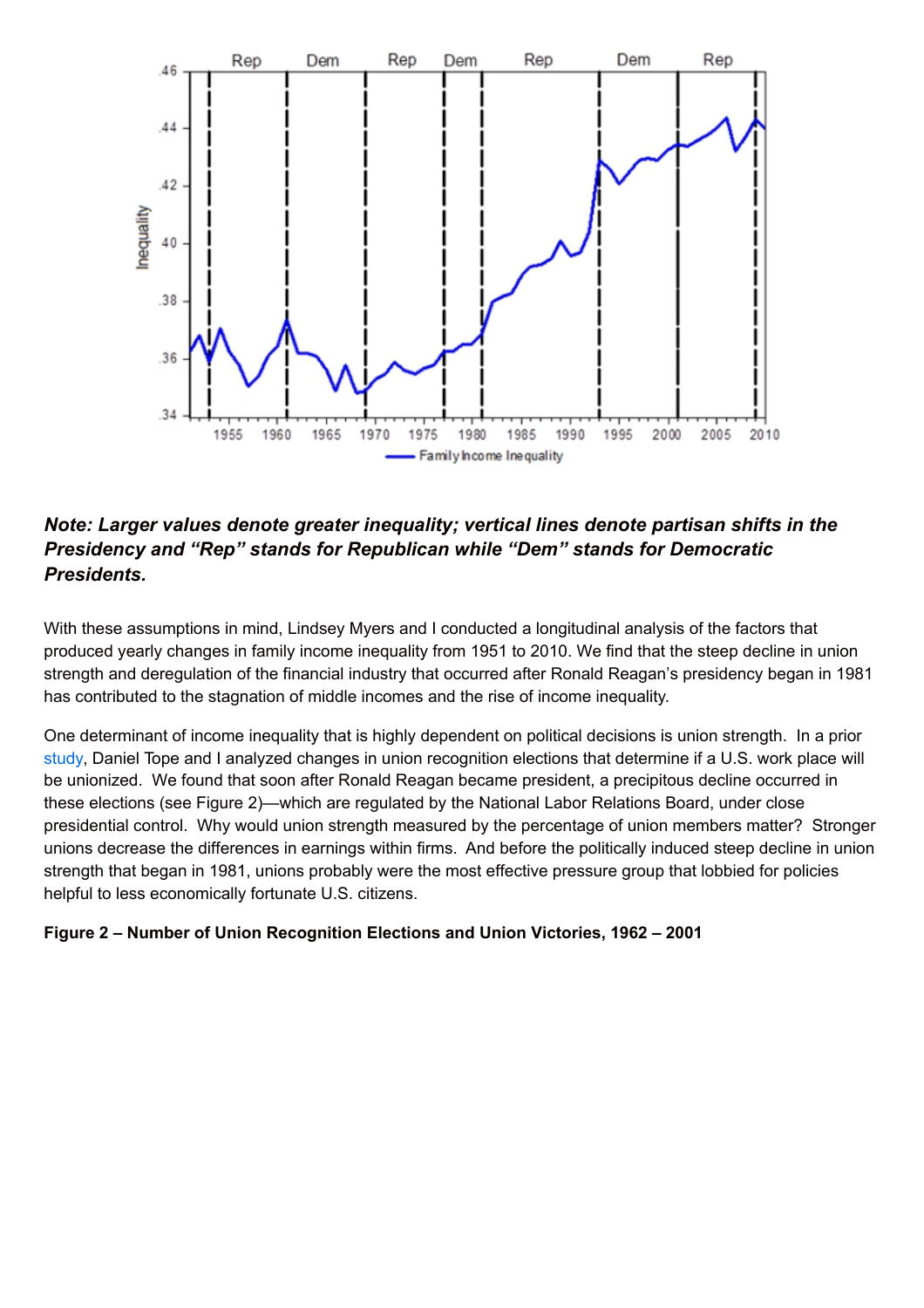***Note: Larger values denote greater inequality; vertical lines denote partisan shifts in the Presidency and "Rep" stands for Republican while "Dem" stands for Democratic Presidents.***

With these assumptions in mind, Lindsey Myers and I conducted a longitudinal analysis of the factors that produced yearly changes in family income inequality from 1951 to 2010. We find that the steep decline in union strength and deregulation of the financial industry that occurred after Ronald Reagan's presidency began in 1981 has contributed to the stagnation of middle incomes and the rise of income inequality.

One determinant of income inequality that is highly dependent on political decisions is union strength. In a prior study, Daniel Tope and I analyzed changes in union recognition elections that determine if a U.S. work place will be unionized. We found that soon after Ronald Reagan became president, a precipitous decline occurred in these elections (see Figure 2)—which are regulated by the National Labor Relations Board, under close presidential control. Why would union strength measured by the percentage of union members matter? Stronger unions decrease the differences in earnings within firms. And before the politically induced steep decline in union strength that began in 1981, unions probably were the most effective pressure group that lobbied for policies helpful to less economically fortunate U.S. citizens.

**Figure 2 – Number of Union Recognition Elections and Union Victories, 1962 – 2001**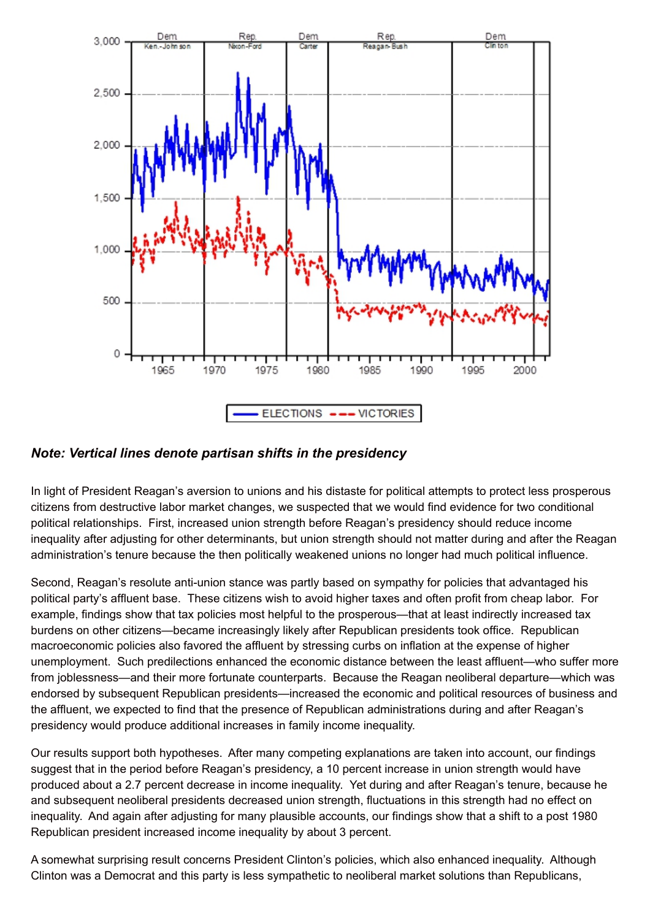*Note: Vertical lines denote partisan shifts in the presidency*

In light of President Reagan's aversion to unions and his distaste for political attempts to protect less prosperous citizens from destructive labor market changes, we suspected that we would find evidence for two conditional political relationships. First, increased union strength before Reagan's presidency should reduce income inequality after adjusting for other determinants, but union strength should not matter during and after the Reagan administration's tenure because the then politically weakened unions no longer had much political influence.

Second, Reagan's resolute anti-union stance was partly based on sympathy for policies that advantaged his political party's affluent base. These citizens wish to avoid higher taxes and often profit from cheap labor. For example, findings show that tax policies most helpful to the prosperous—that at least indirectly increased tax burdens on other citizens—became increasingly likely after Republican presidents took office. Republican macroeconomic policies also favored the affluent by stressing curbs on inflation at the expense of higher unemployment. Such predilections enhanced the economic distance between the least affluent—who suffer more from joblessness—and their more fortunate counterparts. Because the Reagan neoliberal departure—which was endorsed by subsequent Republican presidents—increased the economic and political resources of business and the affluent, we expected to find that the presence of Republican administrations during and after Reagan's presidency would produce additional increases in family income inequality.

Our results support both hypotheses. After many competing explanations are taken into account, our findings suggest that in the period before Reagan's presidency, a 10 percent increase in union strength would have produced about a 2.7 percent decrease in income inequality. Yet during and after Reagan's tenure, because he and subsequent neoliberal presidents decreased union strength, fluctuations in this strength had no effect on inequality. And again after adjusting for many plausible accounts, our findings show that a shift to a post 1980 Republican president increased income inequality by about 3 percent.

A somewhat surprising result concerns President Clinton's policies, which also enhanced inequality. Although Clinton was a Democrat and this party is less sympathetic to neoliberal market solutions than Republicans,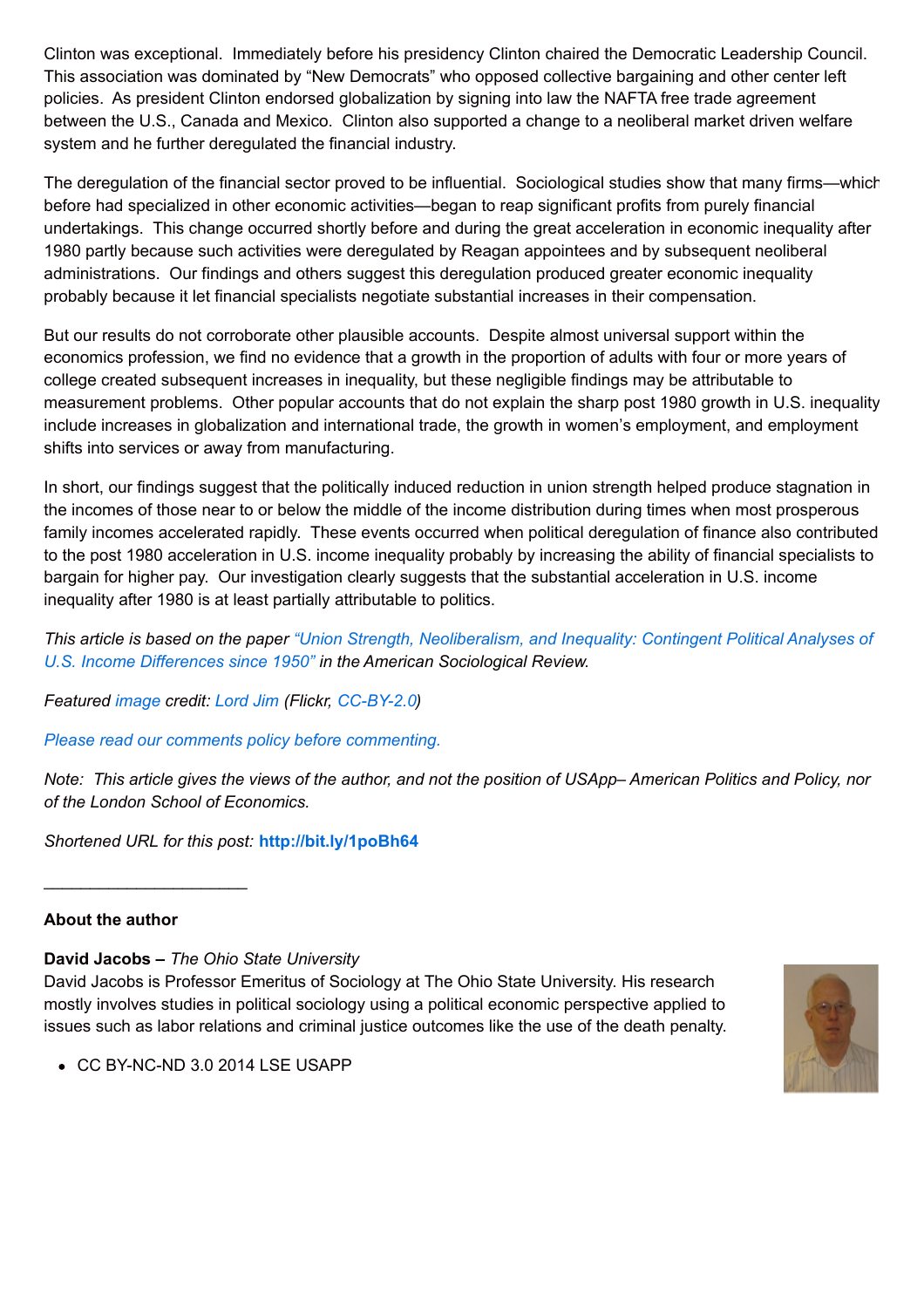Clinton was exceptional. Immediately before his presidency Clinton chaired the Democratic Leadership Council. This association was dominated by "New Democrats" who opposed collective bargaining and other center left policies. As president Clinton endorsed globalization by signing into law the NAFTA free trade agreement between the U.S., Canada and Mexico. Clinton also supported a change to a neoliberal market driven welfare system and he further deregulated the financial industry.

The deregulation of the financial sector proved to be influential. Sociological studies show that many firms—which before had specialized in other economic activities—began to reap significant profits from purely financial undertakings. This change occurred shortly before and during the great acceleration in economic inequality after 1980 partly because such activities were deregulated by Reagan appointees and by subsequent neoliberal administrations. Our findings and others suggest this deregulation produced greater economic inequality probably because it let financial specialists negotiate substantial increases in their compensation.

But our results do not corroborate other plausible accounts. Despite almost universal support within the economics profession, we find no evidence that a growth in the proportion of adults with four or more years of college created subsequent increases in inequality, but these negligible findings may be attributable to measurement problems. Other popular accounts that do not explain the sharp post 1980 growth in U.S. inequality include increases in globalization and international trade, the growth in women's employment, and employment shifts into services or away from manufacturing.

In short, our findings suggest that the politically induced reduction in union strength helped produce stagnation in the incomes of those near to or below the middle of the income distribution during times when most prosperous family incomes accelerated rapidly. These events occurred when political deregulation of finance also contributed to the post 1980 acceleration in U.S. income inequality probably by increasing the ability of financial specialists to bargain for higher pay. Our investigation clearly suggests that the substantial acceleration in U.S. income inequality after 1980 is at least partially attributable to politics.

*This article is based on the paper "Union Strength, Neoliberalism, and Inequality: Contingent Political Analyses of U.S. Income Differences since 1950" in the American Sociological Review.*

*Featured image credit: Lord Jim (Flickr, CC-BY-2.0)*

*Please read our comments policy before commenting.*

*Note: This article gives the views of the author, and not the position of USApp– American Politics and Policy, nor of the London School of Economics.*

*Shortened URL for this post:* **http://bit.ly/1poBh64**

---

**About the author**

**David Jacobs –** *The Ohio State University*
David Jacobs is Professor Emeritus of Sociology at The Ohio State University. His research mostly involves studies in political sociology using a political economic perspective applied to issues such as labor relations and criminal justice outcomes like the use of the death penalty.

- CC BY-NC-ND 3.0 2014 LSE USAPP